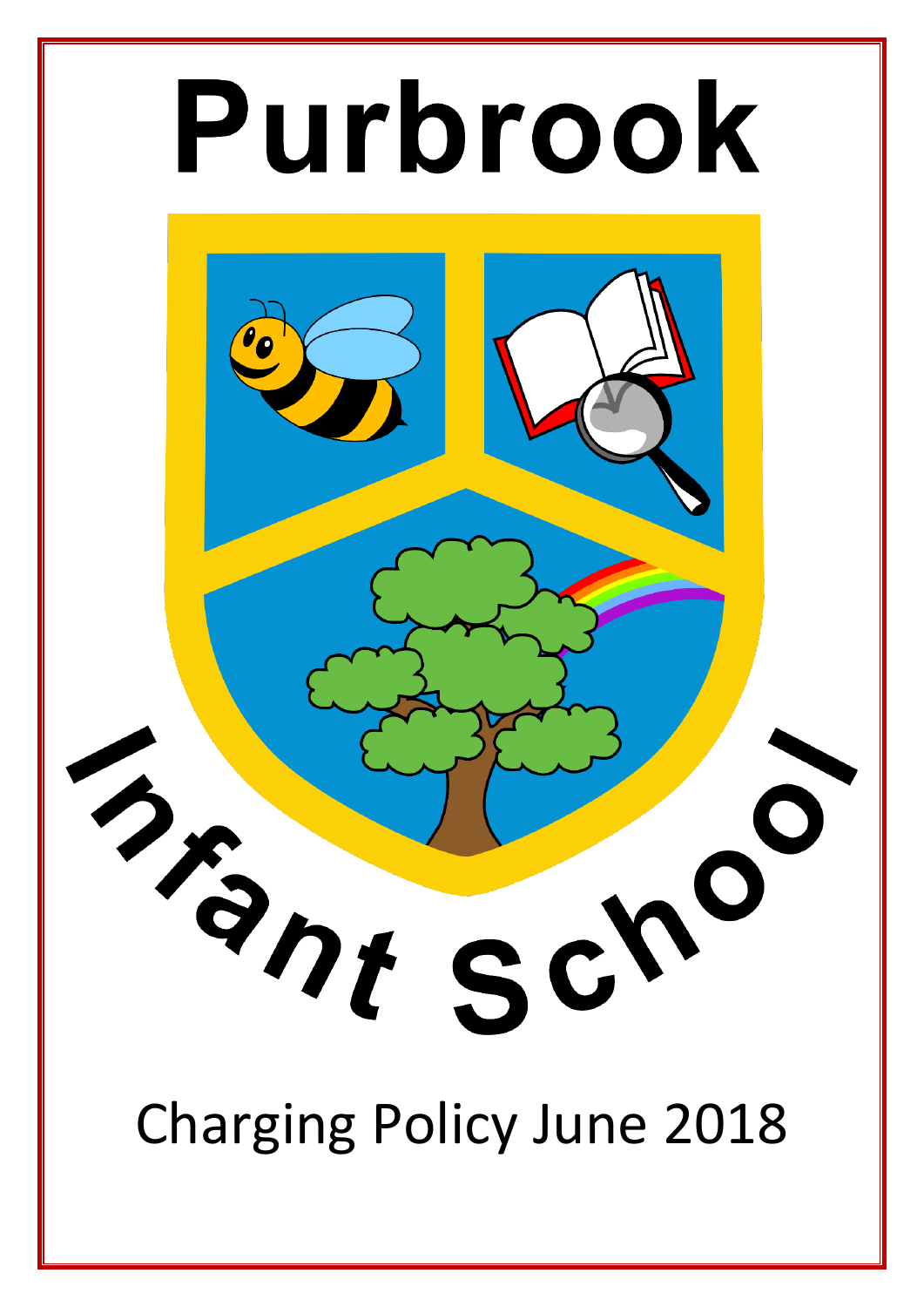# Purbrook

# Infant School

## Charging Policy June 2018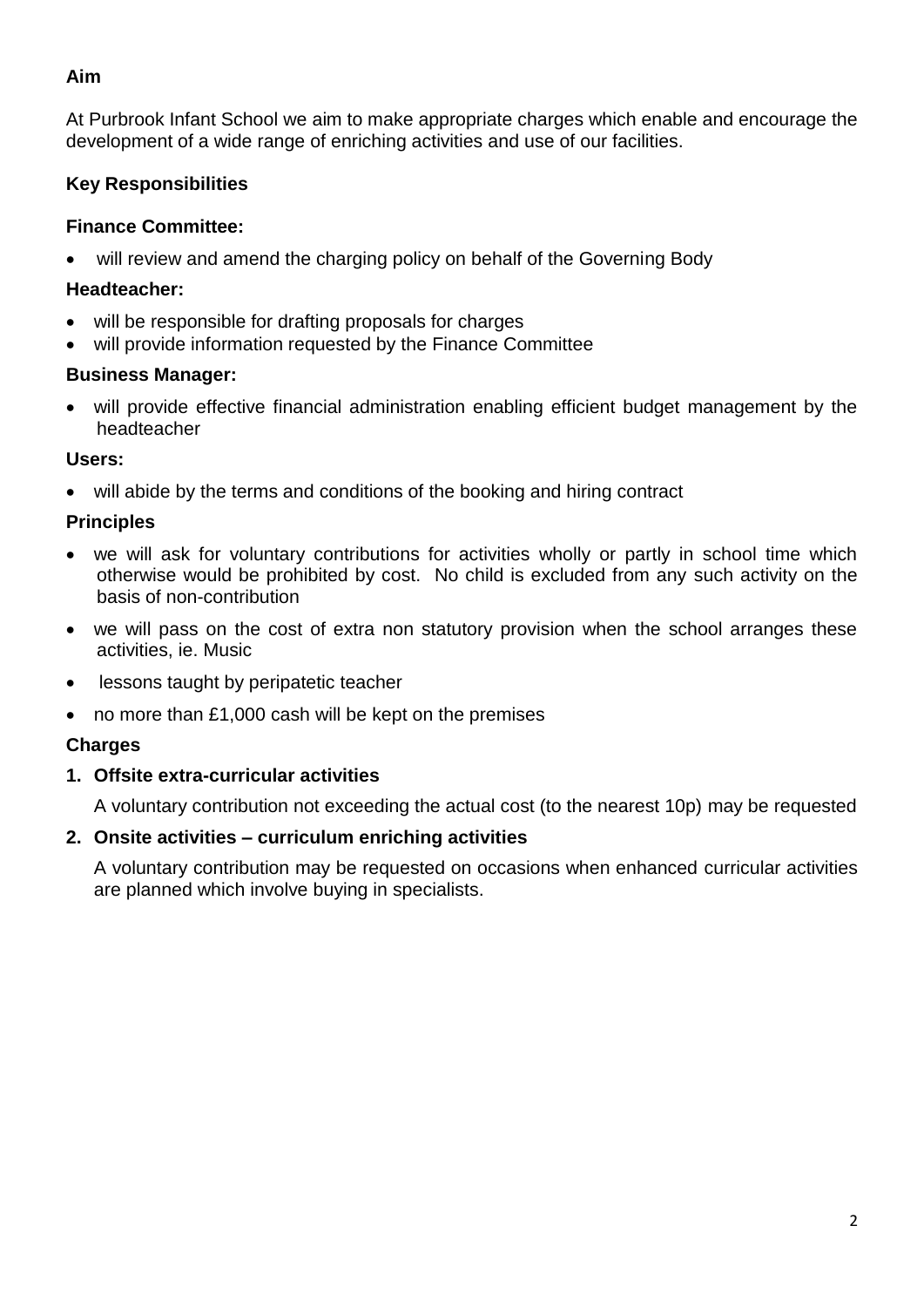## Aim

At Purbrook Infant School we aim to make appropriate charges which enable and encourage the development of a wide range of enriching activities and use of our facilities.

## Key Responsibilities

### Finance Committee:

- will review and amend the charging policy on behalf of the Governing Body

### Headteacher:

- will be responsible for drafting proposals for charges
- will provide information requested by the Finance Committee

### Business Manager:

- will provide effective financial administration enabling efficient budget management by the headteacher

### Users:

- will abide by the terms and conditions of the booking and hiring contract

### Principles

- we will ask for voluntary contributions for activities wholly or partly in school time which otherwise would be prohibited by cost. No child is excluded from any such activity on the basis of non-contribution
- we will pass on the cost of extra non statutory provision when the school arranges these activities, ie. Music
- lessons taught by peripatetic teacher
- no more than £1,000 cash will be kept on the premises

### Charges

1. **Offsite extra-curricular activities**

   A voluntary contribution not exceeding the actual cost (to the nearest 10p) may be requested

2. **Onsite activities – curriculum enriching activities**

   A voluntary contribution may be requested on occasions when enhanced curricular activities are planned which involve buying in specialists.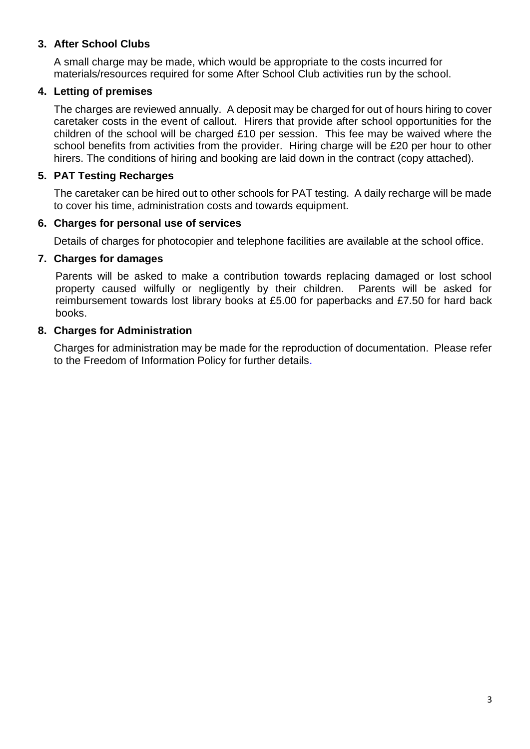### 3. After School Clubs

A small charge may be made, which would be appropriate to the costs incurred for materials/resources required for some After School Club activities run by the school.

### 4. Letting of premises

The charges are reviewed annually. A deposit may be charged for out of hours hiring to cover caretaker costs in the event of callout. Hirers that provide after school opportunities for the children of the school will be charged £10 per session. This fee may be waived where the school benefits from activities from the provider. Hiring charge will be £20 per hour to other hirers. The conditions of hiring and booking are laid down in the contract (copy attached).

### 5. PAT Testing Recharges

The caretaker can be hired out to other schools for PAT testing. A daily recharge will be made to cover his time, administration costs and towards equipment.

### 6. Charges for personal use of services

Details of charges for photocopier and telephone facilities are available at the school office.

### 7. Charges for damages

Parents will be asked to make a contribution towards replacing damaged or lost school property caused wilfully or negligently by their children. Parents will be asked for reimbursement towards lost library books at £5.00 for paperbacks and £7.50 for hard back books.

### 8. Charges for Administration

Charges for administration may be made for the reproduction of documentation. Please refer to the Freedom of Information Policy for further details.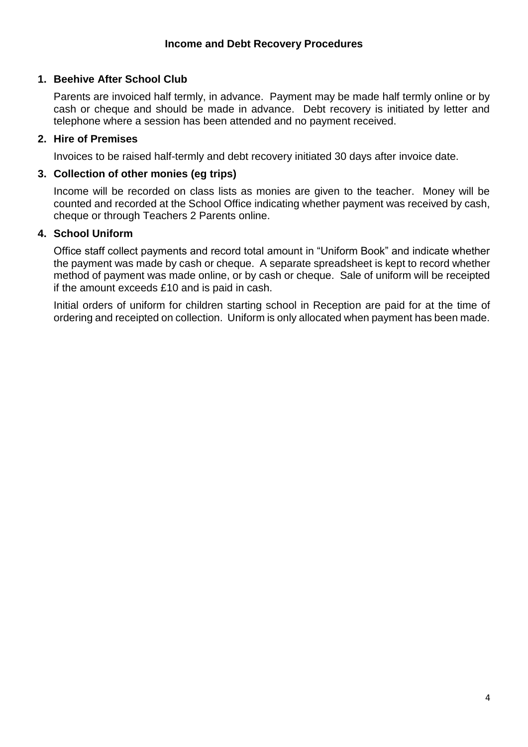## Income and Debt Recovery Procedures

### 1. Beehive After School Club

Parents are invoiced half termly, in advance. Payment may be made half termly online or by cash or cheque and should be made in advance. Debt recovery is initiated by letter and telephone where a session has been attended and no payment received.

### 2. Hire of Premises

Invoices to be raised half-termly and debt recovery initiated 30 days after invoice date.

### 3. Collection of other monies (eg trips)

Income will be recorded on class lists as monies are given to the teacher. Money will be counted and recorded at the School Office indicating whether payment was received by cash, cheque or through Teachers 2 Parents online.

### 4. School Uniform

Office staff collect payments and record total amount in "Uniform Book" and indicate whether the payment was made by cash or cheque. A separate spreadsheet is kept to record whether method of payment was made online, or by cash or cheque. Sale of uniform will be receipted if the amount exceeds £10 and is paid in cash.

Initial orders of uniform for children starting school in Reception are paid for at the time of ordering and receipted on collection. Uniform is only allocated when payment has been made.